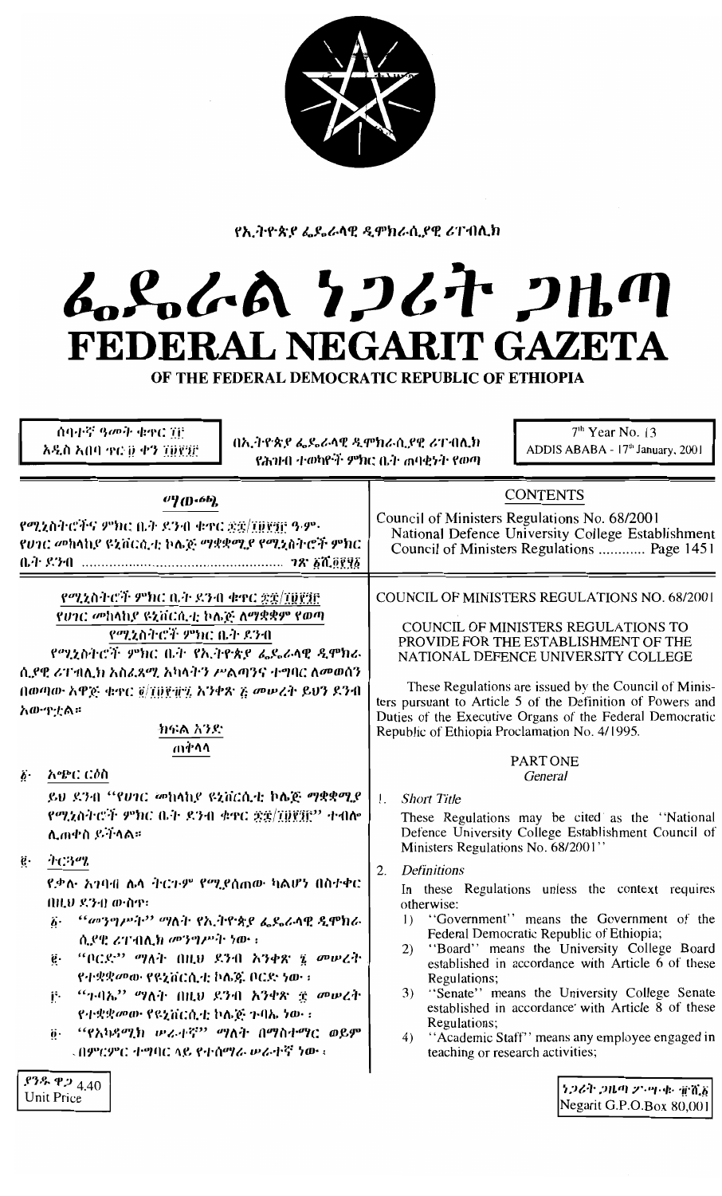የኢትዮጵያ ፌዴራላዊ ዲሞክራሲያዊ ሪፐብሊክ

# ፌዴራል ነጋሪት ጋዜጣ
# FEDERAL NEGARIT GAZETA
## OF THE FEDERAL DEMOCRATIC REPUBLIC OF ETHIOPIA

ሰባተኛ ዓመት ቁጥር ፲፫
አዲስ አበባ ጥር ፱ ቀን ፲፱፻፺፫

በኢትዮጵያ ፌዴራላዊ ዲሞክራሲያዊ ሪፐብሊክ የሕዝብ ተወካዮች ምክር ቤት ጠባቂነት የወጣ

7th Year No. 13
ADDIS ABABA - 17th January, 2001

## ማውጫ

የሚኒስትሮችና ምክር ቤት ደንብ ቁጥር ፷፰/፲፱፻፺፫ ዓ.ም. የሀገር መከላከያ ዩኒቨርሲቲ ኮሌጅ ማቋቋሚያ የሚኒስትሮች ምክር ቤት ደንብ ..................................... ገጽ ፩ሺ፬፻፶፩

## CONTENTS

Council of Ministers Regulations No. 68/2001
National Defence University College Establishment Council of Ministers Regulations ............ Page 1451

---

### የሚኒስትሮች ምክር ቤት ደንብ ቁጥር ፷፰/፲፱፻፺፫
### የሀገር መከላከያ ዩኒቨርሲቲ ኮሌጅ ለማቋቋም የወጣ የሚኒስትሮች ምክር ቤት ደንብ

የሚኒስትሮች ምክር ቤት የኢትዮጵያ ፌዴራላዊ ዲሞክራሲያዊ ሪፐብሊክ አስፈጻሚ አካላትን ሥልጣንና ተግባር ለመወሰን በወጣው አዋጅ ቁጥር ፬/፲፱፻፹፯ አንቀጽ ፭ መሠረት ይህን ደንብ አውጥቷል።

#### ክፍል አንድ
#### ጠቅላላ

፩· አጭር ርዕስ

ይህ ደንብ "የሀገር መከላከያ ዩኒቨርሲቲ ኮሌጅ ማቋቋሚያ የሚኒስትሮች ምክር ቤት ደንብ ቁጥር ፷፰/፲፱፻፺፫" ተብሎ ሊጠቀስ ይችላል።

፪· ትርጓሜ

የቃሉ አገባብ ሌላ ትርጉም የሚያሰጠው ካልሆነ በስተቀር በዚህ ደንብ ውስጥ፣

፩· "መንግሥት" ማለት የኢትዮጵያ ፌዴራላዊ ዲሞክራሲያዊ ሪፐብሊክ መንግሥት ነው፤

፪· "ቦርድ" ማለት በዚህ ደንብ አንቀጽ ፮ መሠረት የተቋቋመው የዩኒቨርሲቲ ኮሌጅ ቦርድ ነው፤

፫· "ጉባኤ" ማለት በዚህ ደንብ አንቀጽ ፰ መሠረት የተቋቋመው የዩኒቨርሲቲ ኮሌጅ ጉባኤ ነው፤

፬· "የአካዳሚክ ሠራተኛ" ማለት በማስተማር ወይም በምርምር ተግባር ላይ የተሰማራ ሠራተኛ ነው፤

---

### COUNCIL OF MINISTERS REGULATIONS NO. 68/2001
### COUNCIL OF MINISTERS REGULATIONS TO PROVIDE FOR THE ESTABLISHMENT OF THE NATIONAL DEFENCE UNIVERSITY COLLEGE

These Regulations are issued by the Council of Ministers pursuant to Article 5 of the Definition of Powers and Duties of the Executive Organs of the Federal Democratic Republic of Ethiopia Proclamation No. 4/1995.

#### PART ONE
#### *General*

1. *Short Title*

These Regulations may be cited as the "National Defence University College Establishment Council of Ministers Regulations No. 68/2001"

2. *Definitions*

In these Regulations unless the context requires otherwise:

1) "Government" means the Government of the Federal Democratic Republic of Ethiopia;
2) "Board" means the University College Board established in accordance with Article 6 of these Regulations;
3) "Senate" means the University College Senate established in accordance with Article 8 of these Regulations;
4) "Academic Staff" means any employee engaged in teaching or research activities;

ያንዱ ዋጋ 4.40
Unit Price

ነጋሪት ጋዜጣ ፖ·ሣ·ቁ· ፹ሺ፩
Negarit G.P.O.Box 80,001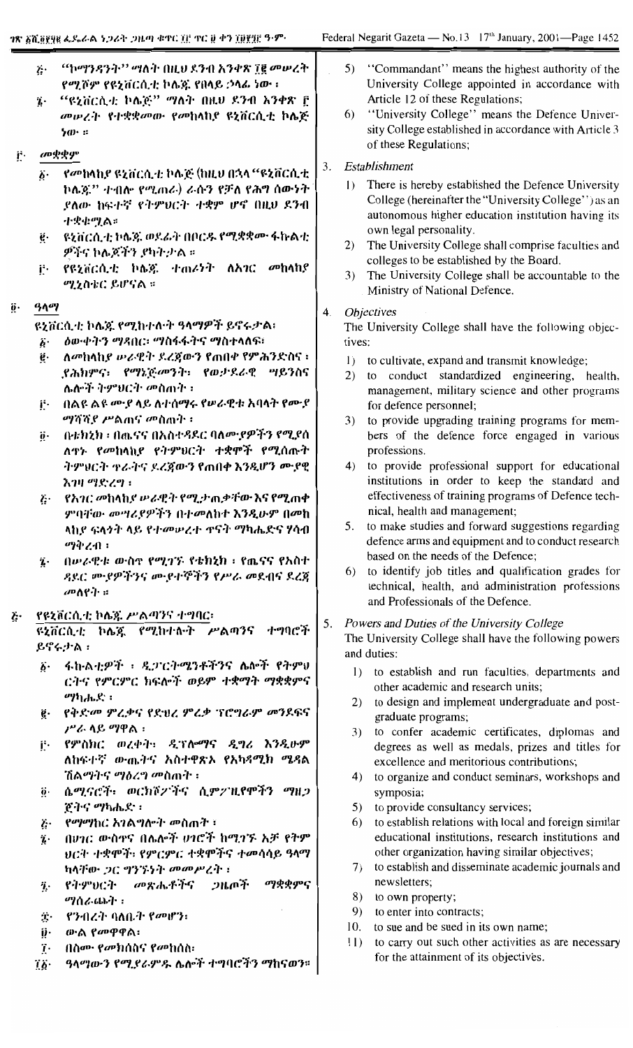፭· "ኮማንዳንት" ማለት በዚህ ደንብ አንቀጽ ፲፪ መሠረት የሚሾም የዩኒቨርሲቲ ኮሌጁ የበላይ ኃላፊ ነው ፤

፮· "ዩኒቨርሲቲ ኮሌጅ" ማለት በዚህ ደንብ አንቀጽ ፫ መሠረት የተቋቋመው የመከላከያ ዩኒቨርሲቲ ኮሌጅ ነው ፡፡

## ፫· መቋቋም

፩· የመከላከያ ዩኒቨርሲቲ ኮሌጅ (ከዚህ በኋላ "ዩኒቨርሲቲ ኮሌጁ" ተብሎ የሚጠራ) ራሱን የቻለ የሕግ ሰውነት ያለው ከፍተኛ የትምህርት ተቋም ሆኖ በዚህ ደንብ ተቋቁሟል፡፡

፪· ዩኒቨርሲቲ ኮሌጁ ወደፊት በቦርዱ የሚቋቋሙ ፋኩልቲዎችና ኮሌጆችን ያካትታል ፡፡

፫· የዩኒቨርሲቲ ኮሌጁ ተጠሪነት ለአገር መከላከያ ሚኒስቴር ይሆናል ፡፡

## ፬· ዓላማ

የዩኒቨርሲቲ ኮሌጁ የሚከተሉት ዓላማዎች ይኖሩታል፡

፩· ዕውቀትን ማዳበር፣ ማስፋፋትና ማስተላለፍ፡

፪· ለመከላከያ ሠራዊት ደረጃውን የጠበቀ የምሕንድስና ፣ ያሕክምና፣ የማኔጅመንት፣ የወታደራዊ ሣይንስና ሌሎች ትምህርት መስጠት ፡

፫· በልዩ ልዩ ሙያ ላይ ለተሰማሩ የሠራዊቱ አባላት የሙያ ማሻሻያ ሥልጠና መስጠት ፡

፬· በቴክኒክ ፣ በጤናና በአስተዳደር ባለሙያዎችን የሚያሰለጥኑ የመከላከያ የትምህርት ተቋሞች የሚሰጡት ትምህርት ጥራትና ደረጃውን የጠበቀ እንዲሆን ሙያዊ እገዛ ማድረግ ፤

፭· የአገር መከላከያ ሠራዊት የሚያጠቃቸው እና የሚጠቀ ምባቸው መሣሪያዎችን በተመለከተ እንዲሁም በመከላከያ ፍላጎት ላይ የተመሠረተ ጥናት ማካሔድና ሃሳብ ማቅረብ ፤

፮· በሠራዊቱ ውስጥ የሚገኙ የቴክኒክ ፣ የጤናና የአስተዳደር ሙያዎችንና ሙያተኞችን የሥራ መደብና ደረጃ መለየት ፡፡

## ፭· የዩኒቨርሲቲ ኮሌጁ ሥልጣንና ተግባር

የዩኒቨርሲቲ ኮሌጁ የሚከተሉት ሥልጣንና ተግባሮች ይኖሩታል ፡

፩· ፋኩልቲዎች ፣ ዲፓርትሜንቶችና ሌሎች የትምህርትና የምርምር ክፍሎች ወይም ተቋማት ማቋቋምና ማካሔድ ፤

፪· የቅድመ ምረቃና የድህረ ምረቃ ፕሮግራም መንደፍና ሥራ ላይ ማዋል ፤

፫· የምስክር ወረቀት፣ ዲፕሎማና ዲግሪ እንዲሁም ለከፍተኛ ውጤትና አስተዋጽኦ የአካዳሚክ ሜዳል ሽልማትና ማዕረግ መስጠት ፤

፬· ሴሚናሮች፣ ወርክሾፖችና ሲምፖዚየሞችን ማዘጋጀትና ማካሔድ ፤

፭· የማማከር አገልግሎት መስጠት ፤

፮· በሀገር ውስጥና በሌሎች ሀገሮች ከሚገኙ አቻ የትምህርት ተቋሞች፣ የምርምር ተቋሞችና ተመሳሳይ ዓላማ ካላቸው ጋር ግንኙነት መመሥረት ፤

፯· የትምህርት መጽሔቶችና ጋዜጦች ማቋቋምና ማሰራጨት ፤

፰· የንብረት ባለቤት የመሆን፡

፱· ውል የመዋዋል፡

፲· በስሙ የመክሰስና የመከሰስ፡

፲፩· ዓላማውን የሚያራምዱ ሌሎች ተግባሮችን ማከናወን፡፡

5) "Commandant" means the highest authority of the University College appointed in accordance with Article 12 of these Regulations;

6) "University College" means the Defence University College established in accordance with Article 3 of these Regulations.

## 3. *Establishment*

1) There is hereby established the Defence University College (hereinafter the "University College") as an autonomous higher education institution having its own legal personality.

2) The University College shall comprise faculties and colleges to be established by the Board.

3) The University College shall be accountable to the Ministry of National Defence.

## 4. *Objectives*

The University College shall have the following objectives:

1) to cultivate, expand and transmit knowledge;

2) to conduct standardized engineering, health, management, military science and other programs for defence personnel;

3) to provide upgrading training programs for members of the defence force engaged in various professions.

4) to provide professional support for educational institutions in order to keep the standard and effectiveness of training programs of Defence technical, health and management;

5. to make studies and forward suggestions regarding defence arms and equipment and to conduct research based on the needs of the Defence;

6) to identify job titles and qualification grades for technical, health, and administration professions and Professionals of the Defence.

## 5. *Powers and Duties of the University College*

The University College shall have the following powers and duties:

1) to establish and run faculties, departments and other academic and research units;

2) to design and implement undergraduate and post-graduate programs;

3) to confer academic certificates, diplomas and degrees as well as medals, prizes and titles for excellence and meritorious contributions;

4) to organize and conduct seminars, workshops and symposia;

5) to provide consultancy services;

6) to establish relations with local and foreign similar educational institutions, research institutions and other organization having similar objectives;

7) to establish and disseminate academic journals and newsletters;

8) to own property;

9) to enter into contracts;

10. to sue and be sued in its own name;

11) to carry out such other activities as are necessary for the attainment of its objectives.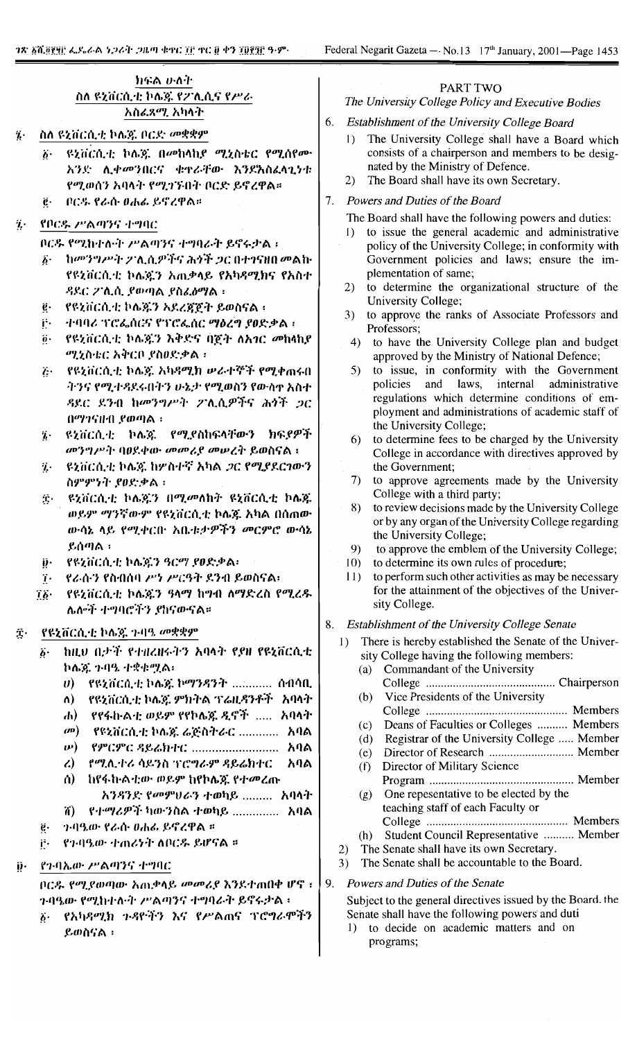## ክፍል ሁለት

### ስለ ዩኒቨርሲቲ ኮሌጁ የፖሊሲና የሥራ አስፈጻሚ አካላት

፮· ስለ ዩኒቨርሲቲ ኮሌጁ ቦርድ መቋቋም

፩· ዩኒቨርሲቲ ኮሌጁ በመከላከያ ሚኒስቴር የሚሰየሙ አንድ ሊቀመንበርና ቁጥራቸው እንደአስፈላጊነቱ የሚወሰን አባላት የሚገኙበት ቦርድ ይኖረዋል።

፪· ቦርዱ የራሱ ፀሐፊ ይኖረዋል።

፯· የቦርዱ ሥልጣንና ተግባር

ቦርዱ የሚከተሉት ሥልጣንና ተግባራት ይኖሩታል ፣

፩· ከመንግሥት ፖሊሲዎችና ሕጎች ጋር በተገናዘበ መልኩ የዩኒቨርሲቲ ኮሌጁን አጠቃላይ የአካዳሚክና የአስተዳደር ፖሊሲ ያወጣል ያስፈጽማል ፣

፪· የዩኒቨርሲቲ ኮሌጁን አደረጃጀት ይወስናል ፣

፫· ተባባሪ ፕሮፌሰርና የፕሮፌሰር ማዕረግ ያፀድቃል ፣

፬· የዩኒቨርሲቲ ኮሌጁን እቅድና በጀት ለአገር መከላከያ ሚኒስቴር አቅርቦ ያስፀድቃል ፣

፭· የዩኒቨርሲቲ ኮሌጁ አካዳሚክ ሠራተኞች የሚቀጠሩበትንና የሚተዳደሩበትን ሁኔታ የሚወስን የውስጥ አስተዳደር ደንብ ከመንግሥት ፖሊሲዎችና ሕጎች ጋር በማገናዘብ ያወጣል ፣

፮· ዩኒቨርሲቲ ኮሌጁ የሚያስከፍላቸውን ክፍያዎች መንግሥት ባፀደቀው መመሪያ መሠረት ይወስናል ፣

፯· ዩኒቨርሲቲ ኮሌጁ ከሦስተኛ አካል ጋር የሚያደርገውን ስምምነት ያፀድቃል ፣

፰· ዩኒቨርሲቲ ኮሌጁ በሚመለከት ዩኒቨርሲቲ ኮሌጁ ወይም ማንኛውም የዩኒቨርሲቲ ኮሌጁ አካል በሰጠው ውሳኔ ላይ የሚቀርቡ አቤቱታዎችን መርምሮ ውሳኔ ይሰጣል ፣

፱· የዩኒቨርሲቲ ኮሌጁን ዓርማ ያፀድቃል፣

፲· የራሱን የስብሰባ ሥነ ሥርዓት ደንብ ይወስናል፣

፲፩· የዩኒቨርሲቲ ኮሌጁን ዓላማ ከግብ ለማድረስ የሚረዱ ሌሎች ተግባሮችን ያከናውናል።

፰· የዩኒቨርሲቲ ኮሌጁ ጉባዔ መቋቋም

፩· ከዚህ በታች የተዘረዘሩትን አባላት የያዘ የዩኒቨርሲቲ ኮሌጁ ጉባዔ ተቋቁሟል፤

ሀ) የዩኒቨርሲቲ ኮሌጁ ኮማንዳንት ............ ሰብሳቢ

ለ) የዩኒቨርሲቲ ኮሌጁ ምክትል ፕሬዚዳንቶች አባላት

ሐ) የየፋኩልቲ ወይም የየኮሌጁ ዲኖች ..... አባላት

መ) የዩኒቨርሲቲ ኮሌጁ ሬጅስትራር ............ አባል

ሠ) የምርምር ዳይሬክተር .......................... አባል

ረ) የሚሊተሪ ሳይንስ ፕሮግራም ዳይሬክተር አባል

ሰ) ከየፋኩልቲው ወይም ከየኮሌጁ የተመረጡ አንዳንድ የመምህራን ተወካይ ......... አባላት

ሸ) የተማሪዎች ካውንስል ተወካይ ............. አባል

፪· ጉባዔው የራሱ ፀሐፊ ይኖረዋል ።

፫· የጉባዔው ተጠሪነት ለቦርዱ ይሆናል ።

፱· የጉባኤው ሥልጣንና ተግባር

ቦርዱ የሚያወጣው አጠቃላይ መመሪያ እንደተጠበቀ ሆኖ ፣ ጉባዔው የሚከተሉት ሥልጣንና ተግባራት ይኖሩታል ፣

፩· የአካዳሚክ ጉዳዮችን እና የሥልጠና ፕሮግራሞችን ይወስናል ፣

## PART TWO

### The University College Policy and Executive Bodies

6. *Establishment of the University College Board*

1) The University College shall have a Board which consists of a chairperson and members to be designated by the Ministry of Defence.

2) The Board shall have its own Secretary.

7. *Powers and Duties of the Board*

The Board shall have the following powers and duties:

1) to issue the general academic and administrative policy of the University College; in conformity with Government policies and laws; ensure the implementation of same;

2) to determine the organizational structure of the University College;

3) to approve the ranks of Associate Professors and Professors;

4) to have the University College plan and budget approved by the Ministry of National Defence;

5) to issue, in conformity with the Government policies and laws, internal administrative regulations which determine conditions of employment and administrations of academic staff of the University College;

6) to determine fees to be charged by the University College in accordance with directives approved by the Government;

7) to approve agreements made by the University College with a third party;

8) to review decisions made by the University College or by any organ of the University College regarding the University College;

9) to approve the emblem of the University College;

10) to determine its own rules of procedure;

11) to perform such other activities as may be necessary for the attainment of the objectives of the University College.

8. *Establishment of the University College Senate*

1) There is hereby established the Senate of the University College having the following members:

(a) Commandant of the University College .......................................... Chairperson

(b) Vice Presidents of the University College .............................................. Members

(c) Deans of Faculties or Colleges .......... Members

(d) Registrar of the University College ..... Member

(e) Director of Research ............................ Member

(f) Director of Military Science Program ................................................ Member

(g) One repesentative to be elected by the teaching staff of each Faculty or College ............................................... Members

(h) Student Council Representative .......... Member

2) The Senate shall have its own Secretary.

3) The Senate shall be accountable to the Board.

9. *Powers and Duties of the Senate*

Subject to the general directives issued by the Board. the Senate shall have the following powers and duti

1) to decide on academic matters and on programs;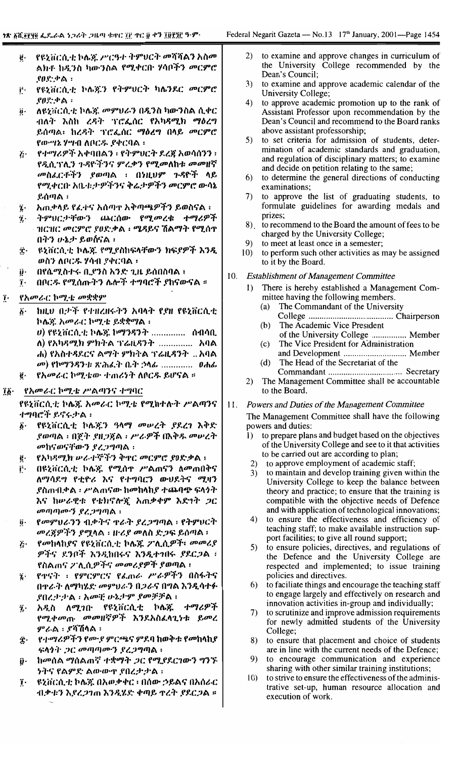፪· የዩኒቨርሲቲ ኮሌጁ ሥርዓተ ትምህርት መሻሻልን አስመልክቶ ከዲንስ ካውንስል የሚቀርቡ ሃሳቦችን መርምሮ ያፀድቃል ፤

፫· የዩኒቨርሲቲ ኮሌጁን የትምህርት ካሌንደር መርምሮ ያፀድቃል ፤

፬· ለዩኒቨርሲቲ ኮሌጁ መምህራን በዲንስ ካውንስል ሲቀርብ ብሎት እስከ ረዳት ፕሮፌሰር የአካዳሚክ ማዕረግ ይሰጣል፤ ከረዳት ፕሮፌሰር ማዕረግ በላይ መርምሮ የውሣኔ ሃሣብ ለቦርዱ ያቀርባል ፤

፭· የተማሪዎች አቀባበልን ፣ የትምህርት ደረጃ አወሳሰንን ፣ የዲሲፕሊን ጉዳዮችንና ምረቃን የሚመለከቱ መመዘኛ መስፈርቶችን ያወጣል ፤ በነዚህም ጉዳዮች ላይ የሚቀርቡ አቤቱታዎችንና ቅሬታዎችን መርምሮ ውሳኔ ይሰጣል ፤

፮· አጠቃላይ የፈተና አሰጣጥ አቅጣጫዎችን ይወስናል ፤

፯· ትምህርታቸውን ጨርሰው የሚመረቁ ተማሪዎች ዝርዝር መርምሮ ያፀድቃል ፤ ሜዳይና ሽልማት የሚሰጥበትን ሁኔታ ይወስናል ፤

፰· ዩኒቨርሲቲ ኮሌጁ የሚያስከፍላቸውን ክፍያዎች እንዲወስን ለቦርዱ ሃሳብ ያቀርባል ፤

፱· በየሴሚስተሩ ቢያንስ አንድ ጊዜ ይሰበሰባል ፤

፲· በቦርዱ የሚሰጡትን ሌሎች ተግባሮች ያከናውናል ።

፲· የአመራር ኮሚቴ መቋቋም

፩· ከዚህ በታች የተዘረዘሩትን አባላት የያዘ የዩኒቨርሲቲ ኮሌጁ አመራር ኮሚቴ ይቋቋማል ፤

ሀ) የዩኒቨርሲቲ ኮሌጁ ኮማንዳንት .............. ሰብሳቢ

ለ) የአካዳሚክ ምክትል ፕሬዚዳንት .............. አባል

ሐ) የአስተዳደርና ልማት ምክትል ፕሬዚዳንት .. አባል

መ) የኮማንዳንቱ ጽሕፈት ቤት ኃላፊ ............. ፀሐፊ

፪· የአመራር ኮሚቴው ተጠሪነት ለቦርዱ ይሆናል ።

፲፩· የአመራር ኮሚቴ ሥልጣንና ተግባር

የዩኒቨርሲቲ ኮሌጁ አመራር ኮሚቴ የሚከተሉት ሥልጣንና ተግባሮች ይኖሩታል ፤

፩· የዩኒቨርሲቲ ኮሌጁን ዓላማ መሠረት ያደረገ እቅድ ያወጣል ፤ በጀት ያዘጋጃል ፤ ሥራዎች በእቅዱ መሠረት መከናወናቸውን ያረጋግጣል ፤

፪· የአካዳሚክ ሠራተኞችን ቅጥር መርምሮ ያፀድቃል ፤

፫· በዩኒቨርሲቲ ኮሌጁ የሚሰጥ ሥልጠናን ለመጠበቅና ለማሳደግ የቲዎሪ እና የተግባርን ሚዛን ያስጠብቃል ፤ ሥልጠናው ከመከላከያ ተጨባጭ ፍላጎት እና ከሥራዊቱ የቴክኖሎጂ አጠቃቀም እድገት ጋር መጣጣሙን ያረጋግጣል ፤

፬· የመምህራንን ብቃትና ጥራት ያረጋግጣል ፤ የትምህርት መርጃዎችን ያሟላል ፤ ዙሪያ መለስ ድጋፍ ይሰጣል ፤

፭· የመከላከያና የዩኒቨርሲቲ ኮሌጁ ፖሊሲዎች፣ መመሪያዎችና ደንቦች እንዲከበሩና እንዲተገበሩ ያደርጋል ፤ የስልጠና ፖሊሲዎችና መመሪያዎች ያወጣል ፤

፮· የጥናት ፣ የምርምርና የፈጠራ ሥራዎችን በስፋትና በጥራት ለማካሄድ መምህራን በጋራና በግል እንዲሳተፉ ያበረታታል ፤ አመቺ ሁኔታም ያመቻቻል ፤

፯· አዲስ ለሚገቡ የዩኒቨርሲቲ ኮሌጁ ተማሪዎች የሚቀመጡ መመዘኛዎች እንደአስፈላጊነቱ ይመረምራል ፤ ያሻሽላል ፤

፰· የተማሪዎችን የሙያ ምርጫና ምደባ ከወቅቱ የመከላከያ ፍላጎት ጋር መጣጣሙን ያረጋግጣል ፤

፱· ከመሰል ማሰልጠኛ ተቋማት ጋር የሚያደርገውን ግንኙነትና የልምድ ልውውጥ ያበረታታል ፤

፲· ዩኒቨርሲቲ ኮሌጁ በአወቃቀር ፣ በሰው ኃይልና በአሰራር ብቃቱን እያረጋገጠ እንዲሄድ ቀጣይ ጥረት ያደርጋል ።

2) to examine and approve changes in curriculum of the University College recommended by the Dean's Council;

3) to examine and approve academic calendar of the University College;

4) to approve academic promotion up to the rank of Assistant Professor upon recommendation by the Dean's Council and recommend to the Board ranks above assistant professorship;

5) to set criteria for admission of students, determination of academic standards and graduation, and regulation of disciplinary matters; to examine and decide on petition relating to the same;

6) to determine the general directions of conducting examinations;

7) to approve the list of graduating students, to formulate guidelines for awarding medals and prizes;

8) to recommend to the Board the amount of fees to be charged by the University College;

9) to meet at least once in a semester;

10) to perform such other activities as may be assigned to it by the Board.

10. *Establishment of Management Committee*

1) There is hereby established a Management Committee having the following members.

(a) The Commandant of the University College ....................................... Chairperson

(b) The Academic Vice President of the University College ................ Member

(c) The Vice President for Administration and Development ............................. Member

(d) The Head of the Secretariat of the Commandant .................................. Secretary

2) The Management Committee shall be accountable to the Board.

11. *Powers and Duties of the Management Committee*

The Management Committee shall have the following powers and duties:

1) to prepare plans and budget based on the objectives of the University College and see to it that activities to be carried out are according to plan;

2) to approve employment of academic staff;

3) to maintain and develop training given within the University College to keep the balance between theory and practice; to ensure that the training is compatible with the objective needs of Defence and with application of technological innovations;

4) to ensure the effectiveness and efficiency of teaching staff; to make available instruction support facilities; to give all round support;

5) to ensure policies, directives, and regulations of the Defence and the University College are respected and implemented; to issue training policies and directives.

6) to faciliate things and encourage the teaching staff to engage largely and effectively on research and innovation activities in-group and individually;

7) to scrutinize and improve admission requirements for newly admitted students of the University College;

8) to ensure that placement and choice of students are in line with the current needs of the Defence;

9) to encourage communication and experience sharing with other similar training institutions;

10) to strive to ensure the effectiveness of the administrative set-up, human resource allocation and execution of work.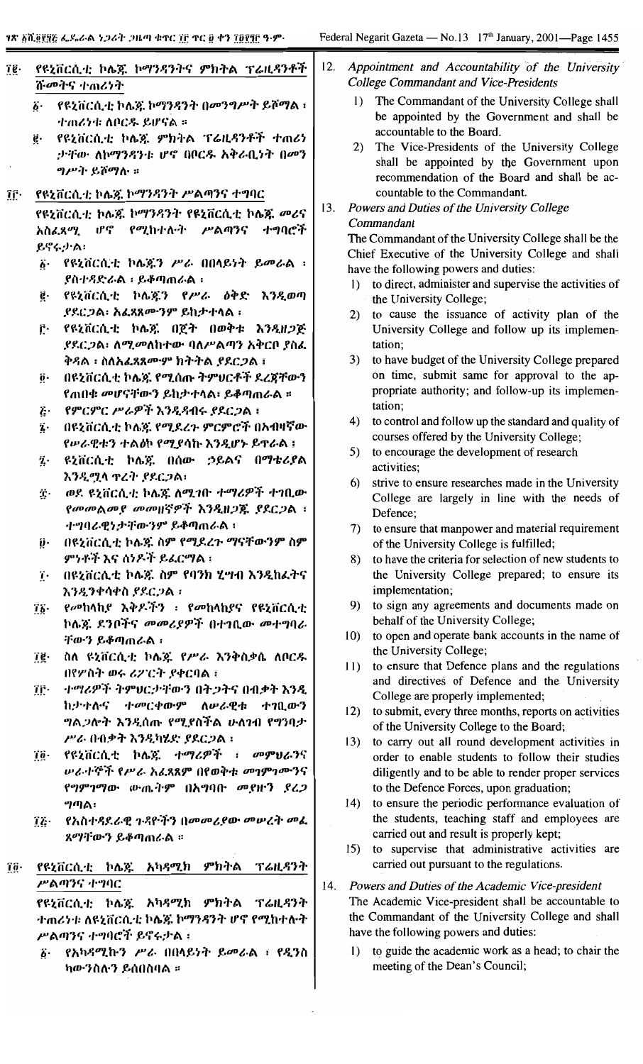፲፪· የዩኒቨርሲቲ ኮሌጁ ኮማንዳንትና ምክትል ፕሬዚዳንቶች ሹመትና ተጠሪነት

፩· የዩኒቨርሲቲ ኮሌጁ ኮማንዳንት በመንግሥት ይሾማል ፡ ተጠሪነቱ ለቦርዱ ይሆናል ።

፪· የዩኒቨርሲቲ ኮሌጁ ምክትል ፕሬዚዳንቶች ተጠሪነታቸው ለኮማንዳንቱ ሆኖ በቦርዱ አቅራቢነት በመንግሥት ይሾማሉ ።

፲፫· የዩኒቨርሲቲ ኮሌጁ ኮማንዳንት ሥልጣንና ተግባር

የዩኒቨርሲቲ ኮሌጁ ኮማንዳንት የዩኒቨርሲቲ ኮሌጁ መሪና አስፈጻሚ ሆኖ የሚከተሉት ሥልጣንና ተግባሮች ይኖሩታል፡

፩· የዩኒቨርሲቲ ኮሌጁን ሥራ በበላይነት ይመራል ፡ ያስተዳድራል ፡ ይቆጣጠራል ፤

፪· የዩኒቨርሲቲ ኮሌጁን የሥራ ዕቅድ እንዲወጣ ያደርጋል፡ አፈጻጸሙንም ይከታተላል ፤

፫· የዩኒቨርሲቲ ኮሌጁ በጀት በወቅቱ እንዲዘጋጅ ያደርጋል፡ ለሚመለከተው ባለሥልጣን አቅርቦ ያስፈቅዳል ፡ ስለአፈጻጸሙም ክትትል ያደርጋል ፤

፬· በዩኒቨርሲቲ ኮሌጁ የሚሰጡ ትምህርቶች ደረጃቸውን የጠበቁ መሆናቸውን ይከታተላል፡ ይቆጣጠራል ።

፭· የምርምር ሥራዎች እንዲዳብሩ ያደርጋል ፤

፮· በዩኒቨርሲቲ ኮሌጁ የሚደረጉ ምርምሮች በአብዛኛው የሠራዊቱን ተልዕኮ የሚያሳኩ እንዲሆኑ ይጥራል ፤

፯· ዩኒቨርሲቲ ኮሌጁ በሰው ኃይልና በማቴሪያል እንዲሟላ ጥረት ያደርጋል፡

፰· ወደ ዩኒቨርሲቲ ኮሌጁ ለሚገቡ ተማሪዎች ተገቢው የመመልመያ መመዘኛዎች እንዲዘጋጁ ያደርጋል ፡ ተግባራዊነታቸውንም ይቆጣጠራል ፤

፱· በዩኒቨርሲቲ ኮሌጁ ስም የሚደረጉ ማናቸውንም ስምምነቶች እና ሰነዶች ይፈርማል ፤

፲· በዩኒቨርሲቲ ኮሌጁ ስም የባንክ ሂሣብ እንዲከፈትና እንዲንቀሳቀስ ያደርጋል ፤

፲፩· የመከላከያ እቅዶችን ፡ የመከላከያና የዩኒቨርሲቲ ኮሌጁ ደንቦችና መመሪያዎች በተገቢው መተግበራቸውን ይቆጣጠራል ፤

፲፪· ስለ ዩኒቨርሲቲ ኮሌጁ የሥራ እንቅስቃሴ ለቦርዱ በየሦስት ወሩ ሪፖርት ያቀርባል ፤

፲፫· ተማሪዎች ትምህርታቸውን በትጋትና በብቃት እንዲከታተሉና ተመርቀውም ለሠራዊቱ ተገቢውን ግልጋሎት እንዲሰጡ የሚያስችል ሁለገብ የግንባታ ሥራ በብቃት እንዲካሄድ ያደርጋል ፤

፲፬· የዩኒቨርሲቲ ኮሌጁ ተማሪዎች ፡ መምህራንና ሠራተኞች የሥራ አፈጻጸም በየወቅቱ መገምገሙንና የግምገማው ውጤትም በአግባቡ መያዙን ያረጋግጣል፡

፲፭· የአስተዳደራዊ ጉዳዮችን በመመሪያው መሠረት መፈጸማቸውን ይቆጣጠራል ።

፲፬· የዩኒቨርሲቲ ኮሌጁ አካዳሚክ ምክትል ፕሬዚዳንት ሥልጣንና ተግባር

የዩኒቨርሲቲ ኮሌጁ አካዳሚክ ምክትል ፕሬዚዳንት ተጠሪነቱ ለዩኒቨርሲቲ ኮሌጁ ኮማንዳንት ሆኖ የሚከተሉት ሥልጣንና ተግባሮች ይኖሩታል ፡

፩· የአካዳሚኩን ሥራ በበላይነት ይመራል ፡ የዲንስ ካውንስሉን ይሰበስባል ።

12. *Appointment and Accountability of the University College Commandant and Vice-Presidents*

1) The Commandant of the University College shall be appointed by the Government and shall be accountable to the Board.
2) The Vice-Presidents of the University College shall be appointed by the Government upon recommendation of the Board and shall be accountable to the Commandant.

13. *Powers and Duties of the University College Commandant*

The Commandant of the University College shall be the Chief Executive of the University College and shall have the following powers and duties:

1) to direct, administer and supervise the activities of the University College;
2) to cause the issuance of activity plan of the University College and follow up its implementation;
3) to have budget of the University College prepared on time, submit same for approval to the appropriate authority; and follow-up its implementation;
4) to control and follow up the standard and quality of courses offered by the University College;
5) to encourage the development of research activities;
6) strive to ensure researches made in the University College are largely in line with the needs of Defence;
7) to ensure that manpower and material requirement of the University College is fulfilled;
8) to have the criteria for selection of new students to the University College prepared; to ensure its implementation;
9) to sign any agreements and documents made on behalf of the University College;
10) to open and operate bank accounts in the name of the University College;
11) to ensure that Defence plans and the regulations and directives of Defence and the University College are properly implemented;
12) to submit, every three months, reports on activities of the University College to the Board;
13) to carry out all round development activities in order to enable students to follow their studies diligently and to be able to render proper services to the Defence Forces, upon graduation;
14) to ensure the periodic performance evaluation of the students, teaching staff and employees are carried out and result is properly kept;
15) to supervise that administrative activities are carried out pursuant to the regulations.

14. *Powers and Duties of the Academic Vice-president*

The Academic Vice-president shall be accountable to the Commandant of the University College and shall have the following powers and duties:

1) to guide the academic work as a head; to chair the meeting of the Dean's Council;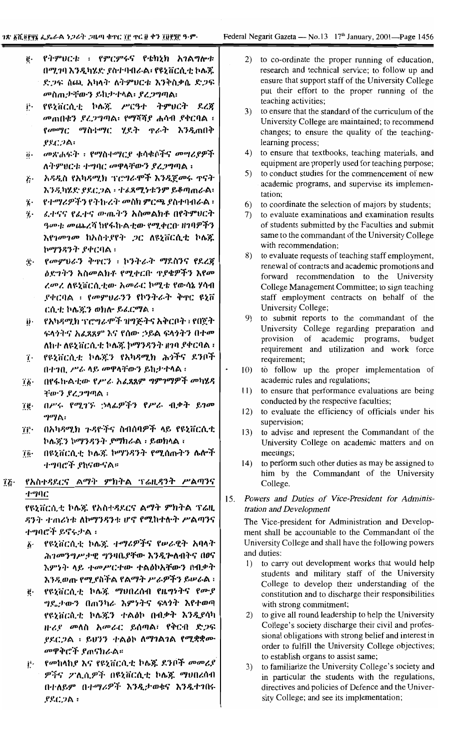፪· የትምህርት ፡ የምርምሩና የቴክኒክ አገልግሎት በሚገባ እንዲካሄድ ያስተባብራል፡ የዩኒቨርሲቲ ኮሌጁ ድጋፍ ሰጪ አካላት ለትምህርት እንቅስቃሴ ድጋፍ መስጠታቸውን ይከታተላል፡ ያረጋግጣል፡

፫· የዩኒቨርሲቲ ኮሌጁ ሥርዓተ ትምህርት ደረጃ መጠበቁን ያረጋግጣል፡ የማሻሻያ ሐሳብ ያቀርባል ፡ የመማር ማስተማር ሂደት ጥራት እንዲጠበቅ ያደርጋል፡

፬· መጽሐፍት ፡ የማስተማርያ ቁሳቁሶችና መሣሪያዎች ለትምህርት ተግባር መዋላቸውን ያረጋግጣል ፡

፭· አዳዲስ የአካዳሚክ ፕሮግራሞች እንዲጀመሩ ጥናት እንዲካሄድ ያደርጋል ፡ ተፈጻሚነቱንም ይቆጣጠራል፡

፮· የተማሪዎችን የትኩረት መስክ ምርጫ ያስተባብራል ፡

፯· ፈተናና የፈተና ውጤትን አስመልክቶ በየትምህርት ዓመቱ መጨረሻ ከየፋኩልቲው የሚቀርቡ ዘገባዎችን እየገመገመ ከአስተያየት ጋር ለዩኒቨርሲቲ ኮሌጁ ኮማንዳንት ያቀርባል ፡

፰· የመምህራን ቅጥርን ፡ ኮንትራት ማደስንና የደረጃ ዕድገትን አስመልክቶ የሚቀርቡ ጥያቄዎችን እየመረመረ ለዩኒቨርሲቲው አመራር ኮሚቴ የውሳኔ ሃሳብ ያቀርባል ፡ የመምህራንን የኮንትራት ቅጥር ዩኒቨርሲቲ ኮሌጁን ወክሎ ይፈርማል ፡

፱· የአካዳሚክ ፕሮግራሞች ዝግጅትና አቀርቦት ፡ የበጀት ፍላጎትንና አፈጻጸም እና የሰው ኃይል ፍላጎትን በተመለከተ ለዩኒቨርሲቲ ኮሌጁ ኮማንዳንት ዘገባ ያቀርባል ፡

፲· የዩኒቨርሲቲ ኮሌጁን የአካዳሚክ ሕጎችና ደንቦች በተገቢ ሥራ ላይ መዋላቸውን ይከታተላል ፡

፲፩· በየፋኩልቲው የሥራ አፈጻጸም ግምገማዎች መካሄዳቸውን ያረጋግጣል ፡

፲፪· በሥሩ የሚገኙ ኃላፊዎችን የሥራ ብቃት ይገመግማል፡

፲፫· በአካዳሚክ ጉዳዮችና ስብሰባዎች ላይ የዩኒቨርሲቲ ኮሌጁን ኮማንዳንት ያማክራል ፡ ይወክላል ፡

፲፬· በዩኒቨርሲቲ ኮሌጁ ኮማንዳንት የሚሰጡትን ሌሎች ተግባሮች ያከናውናል።

## ፲፭· የአስተዳደርና ልማት ምክትል ፕሬዚዳንት ሥልጣንና ተግባር

የዩኒቨርሲቲ ኮሌጁ የአስተዳደርና ልማት ምክትል ፕሬዚዳንት ተጠሪነቱ ለኮማንዳንቱ ሆኖ የሚከተሉት ሥልጣንና ተግባሮች ይኖሩታል ፡

፩· የዩኒቨርሲቲ ኮሌጁ ተማሪዎችና የሠራዊት አባላት ሕገመንግሥታዊ ግንዛቤያቸው እንዲጐለብትና በፅና እምነት ላይ ተመሥርተው ተልዕኮአቸውን በብቃት እንዲወጡ የሚያስችል የልማት ሥራዎችን ይሠራል ፡

፪· የዩኒቨርሲቲ ኮሌጁ ማህበረሰብ የዜግነትና የሙያ ግዴታውን በጠንካራ እምነትና ፍላጎት እየተወጣ የዩኒቨርሲቲ ኮሌጁን ተልዕኮ በብቃት እንዲያሳካ ዙሪያ መለስ አመራር ይሰጣል፡ የቅርብ ድጋፍ ያደርጋል ፡ ይህንን ተልዕኮ ለማገልገል የሚቋቋሙ መዋቅሮች ያጠናክራል።

፫· የመከላከያ እና የዩኒቨርሲቲ ኮሌጁ ደንቦች መመሪያዎችና ፖሊሲዎች በዩኒቨርሲቲ ኮሌጁ ማህበረሰብ በተለይም በተማሪዎች እንዲታወቁና እንዲተገበሩ ያደርጋል ፡

2) to co-ordinate the proper running of education, research and technical service; to follow up and ensure that support staff of the University College put their effort to the proper running of the teaching activities;

3) to ensure that the standard of the curriculum of the University College are maintained; to recommend changes; to ensure the quality of the teaching-learning process;

4) to ensure that textbooks, teaching materials, and equipment are properly used for teaching purpose;

5) to conduct studies for the commencement of new academic programs, and supervise its implementation;

6) to coordinate the selection of majors by students;

7) to evaluate examinations and examination results of students submitted by the Faculties and submit same to the commandant of the University College with recommendation;

8) to evaluate requests of teaching staff employment, renewal of contracts and academic promotions and forward recommendation to the University College Management Committee; to sign teaching staff employment contracts on behalf of the University College;

9) to submit reports to the commandant of the University College regarding preparation and provision of academic programs, budget requirement and utilization and work force requirement;

10) to follow up the proper implementation of academic rules and regulations;

11) to ensure that performance evaluations are being conducted by the respective faculties;

12) to evaluate the efficiency of officials under his supervision;

13) to advise and represent the Commandant of the University College on academic matters and on meetings;

14) to perform such other duties as may be assigned to him by the Commandant of the University College.

## 15. *Powers and Duties of Vice-President for Administration and Development*

The Vice-president for Administration and Development shall be accountable to the Commandant of the University College and shall have the following powers and duties:

1) to carry out development works that would help students and military staff of the University College to develop their understanding of the constitution and to discharge their responsibilities with strong commitment;

2) to give all round leadership to help the University College's society discharge their civil and professional obligations with strong belief and interest in order to fulfill the University College objectives; to establish organs to assist same;

3) to familiarize the University College's society and in particular the students with the regulations, directives and policies of Defence and the University College; and see its implementation;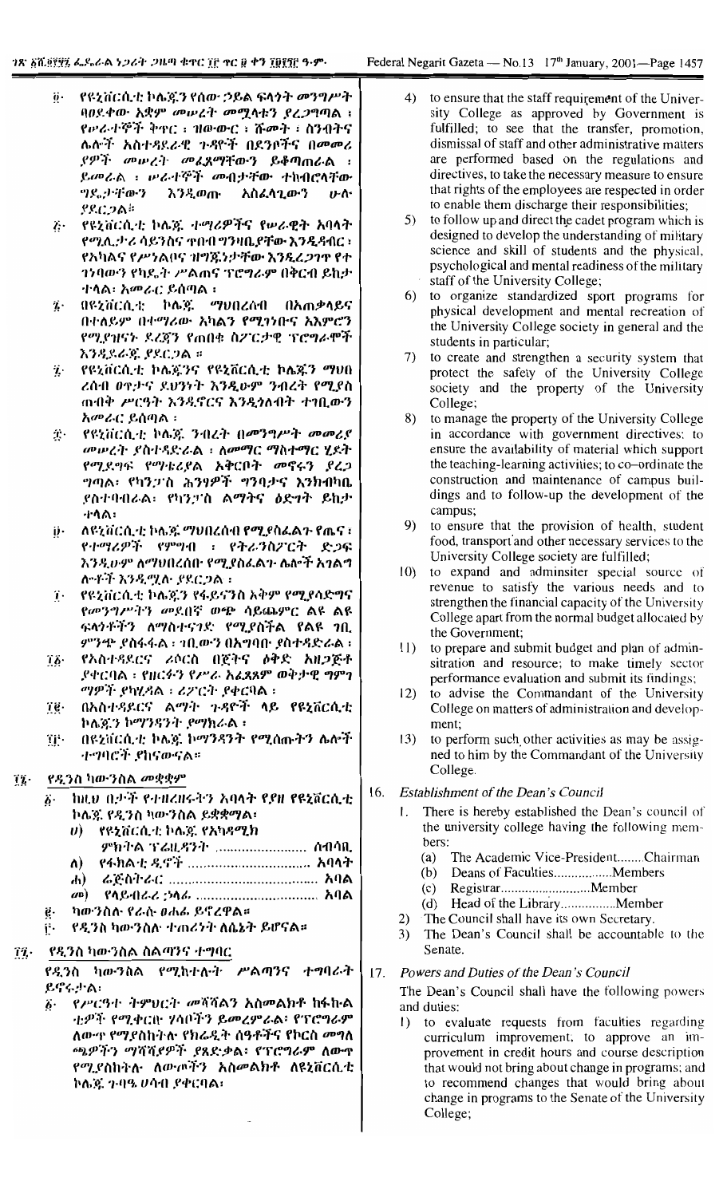፬· የዩኒቨርሲቲ ኮሌጁን የሰው ኃይል ፍላጎት መንግሥት ባፀደቀው አቋም መሠረት መሟላቱን ያረጋግጣል ፤ የሠራተኞች ቅጥር ፣ ዝውውር ፣ ዕድገት ፣ ስንብትና ሌሎች አስተዳደራዊ ጉዳዮች በደንቦችና በመመሪያዎች መሠረት መፈጸማቸውን ይቆጣጠራል ፤ ሠራተኞች መብታቸው ተከብሮላቸው ግዴታቸውን እንዲወጡ አስፈላጊውን ሁሉ ያደርጋል።

፭· የዩኒቨርሲቲ ኮሌጁ ተማሪዎችና የሠራዊት አባላት የሚሊታሪ ሳይንስና ጥበብ ግንዛቤያቸው እንዲዳብር ፣ የአካልና የሥነልቦና ዝግጁነታቸው እንዲረጋገጥ የተ ነደፈውን የካዴት ሥልጠና ፕሮግራም በቅርብ ይከታተላል፣ አመራር ይሰጣል ፤

፮· በዩኒቨርሲቲ ኮሌጁ ማህበረሰብ በአጠቃላይና በተለይም በተማሪው አካልን የሚገነቡና አእምሮን የሚያዝናኑ ደረጃን የጠበቁ ስፖርታዊ ፕሮግራሞች እንዲደራጁ ያደርጋል ።

፯· የዩኒቨርሲቲ ኮሌጁንና የዩኒቨርሲቲ ኮሌጁን ማህበረሰብ ዐቅታና ደህንነት እንዲሁም ንብረት የሚያስ ጠብቅ ሥርዓት እንዲኖርና እንዲጎለብት ተገቢውን አመራር ይሰጣል ፤

፰· የዩኒቨርሲቲ ኮሌጁ ንብረት በመንግሥት መመሪያ መሠረት ያስተዳድራል ፣ ለመማር ማስተማር ሂደት የሚያግዙ የማቴሪያል አቅርቦት መኖሩን ያረጋ ግጣል፣ የካንፓስ ሕንፃዎች ግንባታና እንክብካቤ ያስተባብራል፣ የካንፓስ ልማትና ዕድገት ይከታ ተላል፣

፱· ለዩኒቨርሲቲ ኮሌጁ ማህበረሰብ የሚያስፈልጉ የጤና ፣ የተማሪዎች የምግብ ፣ የትራንስፖርት ድጋፍ እንዲሁም ለማህበረሰቡ የሚያስፈልጉ ሌሎች አገልግ ሎቶች እንዲሟሉ ያደርጋል ፤

፲· የዩኒቨርሲቲ ኮሌጁን የፋይናንስ አቅም የሚያሳድግና የመንግሥትን መደበኛ ወጭ ሳይጨምር ልዩ ልዩ ፍላጎቶችን ለማስተናገድ የሚያስችል የልዩ ገቢ ምንጭ ያስፋፋል ፣ ገቢውን በአግባቡ ያስተዳድራል ፤

፲፩· የአስተዳደርና ሪሶርስ በጀትና ዕቅድ አዘጋጅቶ ያቀርባል ፣ የዘርፉን የሥራ አፈጻጸም ወቅታዊ ግምገማዎች ያካሂዳል ፣ ሪፖርት ያቀርባል ፤

፲፪· በአስተዳደርና ልማት ጉዳዮች ላይ የዩኒቨርሲቲ ኮሌጁን ኮማንዳንት ያማክራል ፤

፲፫· በዩኒቨርሲቲ ኮሌጁ ኮማንዳንት የሚሰጡትን ሌሎች ተግባሮች ያከናውናል።

፲፮· የዲንስ ካውንስል መቋቋም

፩· ከዚህ በታች የተዘረዘሩትን አባላት የያዘ የዩኒቨርሲቲ ኮሌጁ የዲንስ ካውንስል ይቋቋማል፣
 ሀ) የዩኒቨርሲቲ ኮሌጁ የአካዳሚክ ምክትል ፕሬዚዳንት ........................ ሰብሳቢ
 ለ) የፋኩልቲ ዲኖች ............................... አባላት
 ሐ) ሬጅስትራር ....................................... አባል
 መ) የላይብረሪ ኃላፊ .............................. አባል

፪· ካውንስሉ የራሱ ፀሐፊ ይኖረዋል።

፫· የዲንስ ካውንስሉ ተጠሪነት ለሴኔት ይሆናል።

፲፯· የዲንስ ካውንስል ስልጣንና ተግባር

የዲንስ ካውንስል የሚከተሉት ሥልጣንና ተግባራት ይኖሩታል፣

፩· የሥርዓተ ትምህርት ማሻሻልን አስመልክቶ ከፋኩልቲዎች የሚቀርቡ ሃሳቦችን ይመረምራል፣ የፕሮግራም ለውጥ የማያስከትሉ የክሬዲት ሰዓቶችና የኮርስ መግለጫዎችን ማሻሻያዎች ያጸድቃል፣ የፕሮግራም ለውጥ የሚያስከትሉ ለውጦችን አስመልክቶ ለዩኒቨርሲቲ ኮሌጁ ጉባዔ ሀሳብ ያቀርባል፣

4) to ensure that the staff requirement of the University College as approved by Government is fulfilled; to see that the transfer, promotion, dismissal of staff and other administrative matters are performed based on the regulations and directives, to take the necessary measure to ensure that rights of the employees are respected in order to enable them discharge their responsibilities;

5) to follow up and direct the cadet program which is designed to develop the understanding of military science and skill of students and the physical, psychological and mental readiness of the military staff of the University College;

6) to organize standardized sport programs for physical development and mental recreation of the University College society in general and the students in particular;

7) to create and strengthen a security system that protect the safety of the University College society and the property of the University College;

8) to manage the property of the University College in accordance with government directives: to ensure the availability of material which support the teaching-learning activities; to co-ordinate the construction and maintenance of campus buildings and to follow-up the development of the campus;

9) to ensure that the provision of health, student food, transport and other necessary services to the University College society are fulfilled;

10) to expand and adminsiter special source of revenue to satisfy the various needs and to strengthen the financial capacity of the University College apart from the normal budget allocated by the Government;

11) to prepare and submit budget and plan of adminsitration and resource; to make timely sector performance evaluation and submit its findings;

12) to advise the Commandant of the University College on matters of administration and development;

13) to perform such other activities as may be assigned to him by the Commandant of the University College.

16. *Establishment of the Dean's Council*

1. There is hereby established the Dean's council of the university college having the following members:
 (a) The Academic Vice-President........Chairman
 (b) Deans of Faculties.................Members
 (c) Registrar..........................Member
 (d) Head of the Library................Member

2) The Council shall have its own Secretary.

3) The Dean's Council shall be accountable to the Senate.

17. *Powers and Duties of the Dean's Council*

The Dean's Council shall have the following powers and duties:

1) to evaluate requests from faculties regarding curriculum improvement, to approve an improvement in credit hours and course description that would not bring about change in programs; and to recommend changes that would bring about change in programs to the Senate of the University College;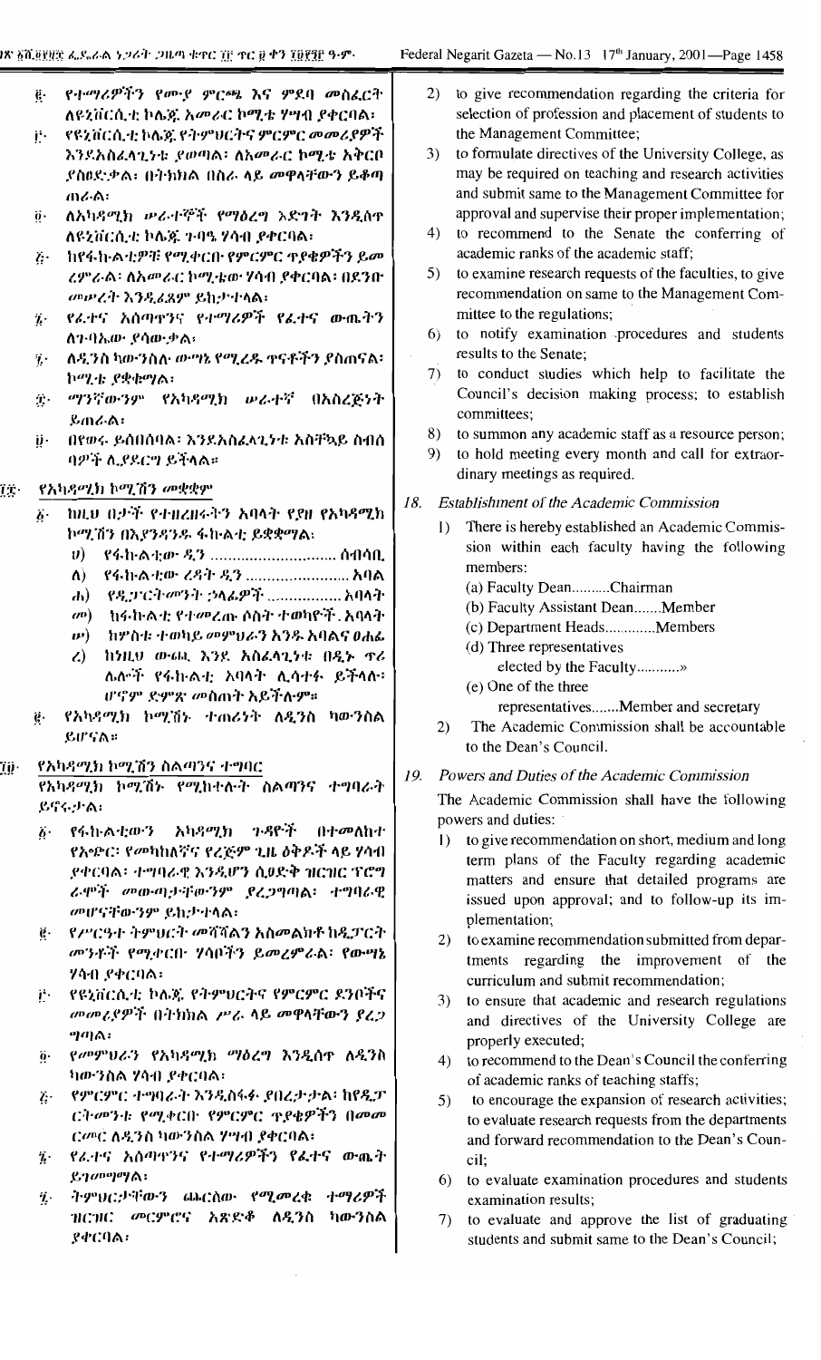፪· የተማሪዎችን የሙያ ምርጫ እና ምደባ መስፈርት ለዩኒቨርሲቲ ኮሌጁ አመራር ኮሚቴ ሃሣብ ያቀርባል፣

፫· የዩኒቨርሲቲ ኮሌጁ የትምህርትና ምርምር መመሪያዎች እንደአስፈላጊነቱ ያወጣል፣ ለአመራር ኮሚቴ አቅርቦ ያስፀድቃል፣ በትክክል በስራ ላይ መዋላቸውን ይቆጣጠራል፣

፬· ለአካዳሚክ ሠራተኞች የማዕረግ እድገት እንዲሰጥ ለዩኒቨርሲቲ ኮሌጁ ጉባዔ ሃሳብ ያቀርባል፣

፭· ከየፋኩልቲዎቹ የሚቀርቡ የምርምር ጥያቄዎችን ይመረምራል፣ ለአመራር ኮሚቴው ሃሳብ ያቀርባል፣ በደንቡ መሠረት እንዲፈጸም ይከታተላል፣

፮· የፈተና አሰጣጥንና የተማሪዎች የፈተና ውጤትን ለጉባኤው ያሳውቃል፣

፯· ለዲንስ ካውንስል ውሣኔ የሚረዱ ጥናቶችን ያስጠናል፣ ኮሚቴ ያቋቁማል፣

፰· ማንኛውንም የአካዳሚክ ሠራተኛ በአስረጅነት ይጠራል፣

፱· በየወሩ ይሰበሰባል፣ እንደአስፈላጊነቱ አስቸኳይ ስብሰባዎች ሊያደርግ ይችላል።

2) to give recommendation regarding the criteria for selection of profession and placement of students to the Management Committee;

3) to formulate directives of the University College, as may be required on teaching and research activities and submit same to the Management Committee for approval and supervise their proper implementation;

4) to recommend to the Senate the conferring of academic ranks of the academic staff;

5) to examine research requests of the faculties, to give recommendation on same to the Management Committee to the regulations;

6) to notify examination procedures and students results to the Senate;

7) to conduct studies which help to facilitate the Council's decision making process; to establish committees;

8) to summon any academic staff as a resource person;

9) to hold meeting every month and call for extraordinary meetings as required.

## ፲፰· የአካዳሚክ ኮሚሽን መቋቋም

፩· ከዚህ በታች የተዘረዘሩትን አባላት የያዘ የአካዳሚክ ኮሚሽን በእያንዳንዱ ፋኩልቲ ይቋቋማል፣

ሀ) የፋኩልቲው ዲን ............................. ሰብሳቢ

ለ) የፋኩልቲው ረዳት ዲን ........................ አባል

ሐ) የዲፓርትመንት ኃላፊዎች ................. አባላት

መ) ከፋኩልቲ የተመረጡ ሶስት ተወካዮች .አባላት

ሠ) ከሦስቱ ተወካይ መምህራን አንዱ አባልና ፀሐፊ

ረ) ከነዚህ ውጪ እንደ አስፈላጊነቱ በዲኑ ጥሪ ሌሎች የፋኩልቲ አባላት ሊሳተፉ ይችላሉ፣ ሆኖም ድምጽ መስጠት አይችሉም።

፪· የአካዳሚክ ኮሚሽኑ ተጠሪነት ለዲንስ ካውንስል ይሆናል።

## 18. Establishment of the Academic Commission

1) There is hereby established an Academic Commission within each faculty having the following members:

(a) Faculty Dean..........Chairman

(b) Faculty Assistant Dean.......Member

(c) Department Heads.............Members

(d) Three representatives elected by the Faculty...........»

(e) One of the three representatives.......Member and secretary

2) The Academic Commission shall be accountable to the Dean's Council.

## ፲፱· የአካዳሚክ ኮሚሽን ስልጣንና ተግባር

የአካዳሚክ ኮሚሽኑ የሚከተሉት ስልጣንና ተግባራት ይኖሩታል፣

፩· የፋኩልቲውን አካዳሚክ ጉዳዮች በተመለከተ የአጭር፣ የመካከለኛና የረጅም ጊዜ ዕቅዶች ላይ ሃሳብ ያቀርባል፣ ተግባራዊ እንዲሆን ሲፀድቅ ዝርዝር ፕሮግራሞች መውጣታቸውንም ያረጋግጣል፣ ተግባራዊ መሆናቸውንም ይከታተላል፣

፪· የሥርዓተ ትምህርት መሻሻልን አስመልክቶ ከዲፓርትመንቶች የሚቀርቡ ሃሳቦችን ይመረምራል፣ የውሣኔ ሃሳብ ያቀርባል፣

፫· የዩኒቨርሲቲ ኮሌጁ የትምህርትና የምርምር ደንቦችና መመሪያዎች በትክክል ሥራ ላይ መዋላቸውን ያረጋግጣል፣

፬· የመምህራን የአካዳሚክ ማዕረግ እንዲሰጥ ለዲንስ ካውንስል ሃሳብ ያቀርባል፣

፭· የምርምር ተግባራት እንዲስፋፉ ያበረታታል፣ ከየዲፓርትመንቱ የሚቀርቡ የምርምር ጥያቄዎችን በመመርመር ለዲንስ ካውንስል ሃሣብ ያቀርባል፣

፮· የፈተና አሰጣጥንና የተማሪዎችን የፈተና ውጤት ይገመግማል፣

፯· ትምህርታቸውን ጨርሰው የሚመረቁ ተማሪዎች ዝርዝር መርምሮና አጽድቆ ለዲንስ ካውንስል ያቀርባል፣

## 19. Powers and Duties of the Academic Commission

The Academic Commission shall have the following powers and duties:

1) to give recommendation on short, medium and long term plans of the Faculty regarding academic matters and ensure that detailed programs are issued upon approval; and to follow-up its implementation;

2) to examine recommendation submitted from departments regarding the improvement of the curriculum and submit recommendation;

3) to ensure that academic and research regulations and directives of the University College are properly executed;

4) to recommend to the Dean's Council the conferring of academic ranks of teaching staffs;

5) to encourage the expansion of research activities; to evaluate research requests from the departments and forward recommendation to the Dean's Council;

6) to evaluate examination procedures and students examination results;

7) to evaluate and approve the list of graduating students and submit same to the Dean's Council;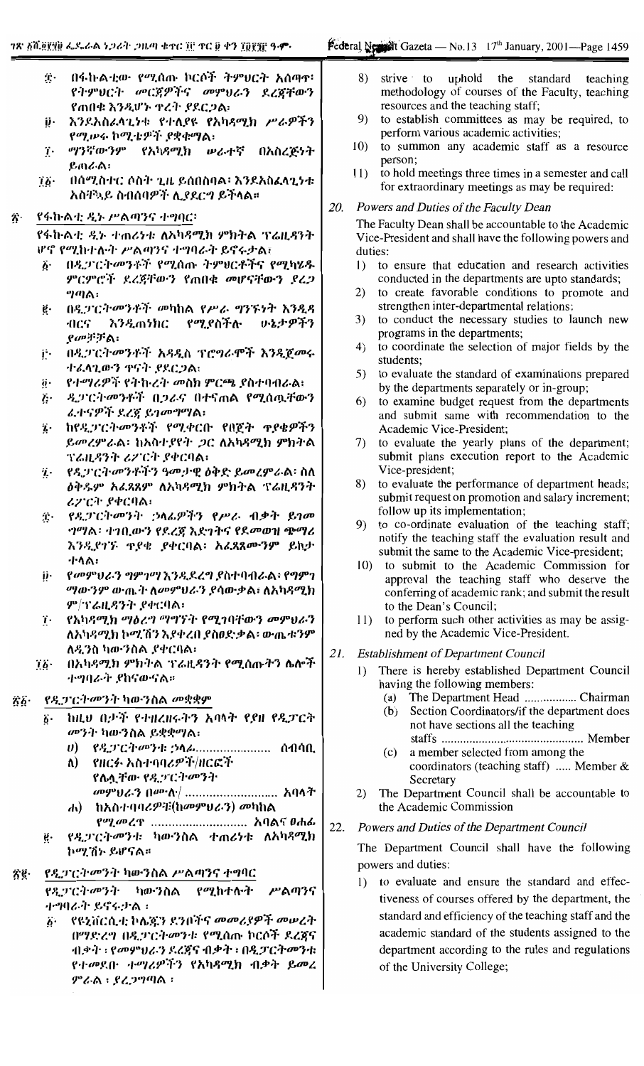፰· በፋኩልቲው የሚሰጡ ኮርሶች ትምህርት አሰጣጥ፣ የትምህርት መርጃዎችና መምህራን ደረጃቸውን የጠበቁ እንዲሆኑ ጥረት ያደርጋል፣

፱· እንደአስፈላጊነቱ የተለያዩ የአካዳሚክ ሥራዎችን የሚሠሩ ኮሚቴዎች ያቋቁማል፣

፲· ማንኛውንም የአካዳሚክ ሠራተኛ በአስረጅነት ይጠራል፣

፲፩· በሴሚስተር ሶስት ጊዜ ይሰበሰባል፣ እንደአስፈላጊነቱ አስቸኳይ ስብሰባዎች ሊያደርግ ይችላል።

## ፳· የፋኩልቲ ዲኑ ሥልጣንና ተግባር፣

የፋኩልቲ ዲኑ ተጠሪነቱ ለአካዳሚክ ምክትል ፕሬዚዳንት ሆኖ የሚከተሉት ሥልጣንና ተግባራት ይኖሩታል፣

፩· በዲፓርትመንቶች የሚሰጡ ትምህርቶችና የሚካሄዱ ምርምሮች ደረጃቸውን የጠበቁ መሆናቸውን ያረጋግጣል፣

፪· በዲፓርትመንቶች መካከል የሥራ ግንኙነት እንዲዳብርና እንዲጠነክር የሚያስችሉ ሁኔታዎችን ያመቻቻል፣

፫· በዲፓርትመንቶች አዳዲስ ፕሮግራሞች እንዲጀመሩ ተፈላጊውን ጥናት ያደርጋል፣

፬· የተማሪዎች የትኩረት መስክ ምርጫ ያስተባብራል፣

፭· ዲፓርትመንቶች በጋራና በተናጠል የሚሰጧቸውን ፈተናዎች ደረጃ ይገመግማል፣

፮· ከየዲፓርትመንቶች የሚቀርቡ የበጀት ጥያቄዎችን ይመረምራል፣ ከአስተያየት ጋር ለአካዳሚክ ምክትል ፕሬዚዳንት ሪፖርት ያቀርባል፣

፯· የዲፓርትመንቶችን ዓመታዊ ዕቅድ ይመረምራል፣ ስለ ዕቅዱም አፈጻጸም ለአካዳሚክ ምክትል ፕሬዚዳንት ሪፖርት ያቀርባል፣

፰· የዲፓርትመንት ኃላፊዎችን የሥራ ብቃት ይገመግማል፣ ተገቢውን የደረጃ እድገትና የደመወዝ ጭማሪ እንዲያገኙ ጥያቄ ያቀርባል፣ አፈጻጸሙንም ይከታተላል፣

፱· የመምህራን ግምገማ እንዲደረግ ያስተባብራል፣ የግምገማውንም ውጤት ለመምህራን ያሳውቃል፣ ለአካዳሚክ ም/ፕሬዚዳንት ያቀርባል፣

፲· የአካዳሚክ ማዕረግ ማግኘት የሚገባቸውን መምህራን ለአካዳሚክ ኮሚሽን እያቀረበ ያስወስናል፣ ውጤቱንም ለዲንስ ካውንስል ያቀርባል፣

፲፩· በአካዳሚክ ምክትል ፕሬዚዳንት የሚሰጡትን ሌሎች ተግባራት ያከናውናል።

## ፳፩· የዲፓርትመንት ካውንስል መቋቋም

፩· ከዚህ በታች የተዘረዘሩትን አባላት የያዘ የዲፓርትመንት ካውንስል ይቋቋማል፣

ሀ) የዲፓርትመንቱ ኃላፊ...................... ሰብሳቢ

ለ) የዘርፉ አስተባባሪዎች/ዘርፎች የሌሏቸው የዲፓርትመንት መምህራን በሙሉ/ ........................... አባላት

ሐ) ከአስተባባሪዎቹ(ከመምህራን) መካከል የሚመረጥ ........................... አባልና ፀሐፊ

፪· የዲፓርትመንቱ ካውንስል ተጠሪነቱ ለአካዳሚክ ኮሚሽኑ ይሆናል።

## ፳፪· የዲፓርትመንት ካውንስል ሥልጣንና ተግባር

የዲፓርትመንት ካውንስል የሚከተሉት ሥልጣንና ተግባራት ይኖሩታል ፣

፩· የዩኒቨርሲቲ ኮሌጁን ደንቦችና መመሪያዎች መሠረት በማድረግ በዲፓርትመንቱ የሚሰጡ ኮርሶች ደረጃና ብቃት ፣ የመምህራን ደረጃና ብቃት ፣ በዲፓርትመንቱ የተመደቡ ተማሪዎችን የአካዳሚክ ብቃት ይመረምራል ፣ ያረጋግጣል ፣

8) strive to uphold the standard teaching methodology of courses of the Faculty, teaching resources and the teaching staff;

9) to establish committees as may be required, to perform various academic activities;

10) to summon any academic staff as a resource person;

11) to hold meetings three times in a semester and call for extraordinary meetings as may be required:

## 20. Powers and Duties of the Faculty Dean

The Faculty Dean shall be accountable to the Academic Vice-President and shall have the following powers and duties:

1) to ensure that education and research activities conducted in the departments are upto standards;

2) to create favorable conditions to promote and strengthen inter-departmental relations;

3) to conduct the necessary studies to launch new programs in the departments;

4) to coordinate the selection of major fields by the students;

5) to evaluate the standard of examinations prepared by the departments separately or in-group;

6) to examine budget request from the departments and submit same with recommendation to the Academic Vice-President;

7) to evaluate the yearly plans of the department; submit plans execution report to the Academic Vice-president;

8) to evaluate the performance of department heads; submit request on promotion and salary increment; follow up its implementation;

9) to co-ordinate evaluation of the teaching staff; notify the teaching staff the evaluation result and submit the same to the Academic Vice-president;

10) to submit to the Academic Commission for approval the teaching staff who deserve the conferring of academic rank; and submit the result to the Dean's Council;

11) to perform such other activities as may be assigned by the Academic Vice-President.

## 21. Establishment of Department Council

1) There is hereby established Department Council having the following members:

(a) The Department Head ................. Chairman

(b) Section Coordinators/if the department does not have sections all the teaching staffs ............................................ Member

(c) a member selected from among the coordinators (teaching staff) ..... Member & Secretary

2) The Department Council shall be accountable to the Academic Commission

## 22. Powers and Duties of the Department Council

The Department Council shall have the following powers and duties:

1) to evaluate and ensure the standard and effectiveness of courses offered by the department, the standard and efficiency of the teaching staff and the academic standard of the students assigned to the department according to the rules and regulations of the University College;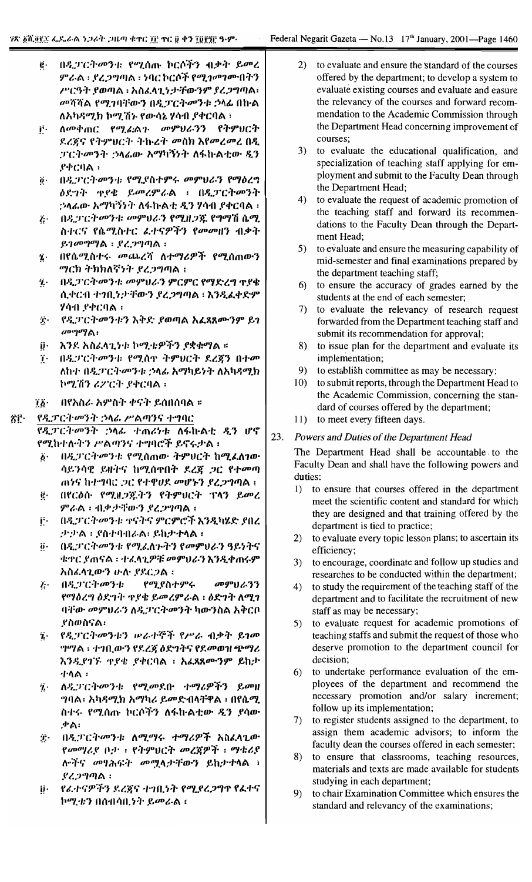፪· በዲፓርትመንቱ የሚሰጡ ኮርሶችን ብቃት ይመረምራል ፡ ያረጋግጣል ፡ ነባር ኮርሶች የሚገመገሙበትን ሥርዓት ያወጣል ፡ አስፈላጊነታቸውንም ያረጋግጣል፡ መሻሻል የሚገባቸውን በዲፓርትመንቱ ኃላፊ በኩል ለአካዳሚክ ኮሚሽኑ የውሳኔ ሃሳብ ያቀርባል ፤

፫· ለመቀጠር የሚፈልጉ መምህራንን የትምህርት ደረጃና የትምህርት ትኩረት መስክ እየመረመረ በዲፓርትመንት ኃላፊው አማካኝነት ለፋኩልቲው ዲን ያቀርባል ፤

፬· በዲፓርትመንቱ የሚያስተምሩ መምህራን የማዕረግ ዕድገት ጥያቄ ይመረምራል ፡ በዲፓርትመንት ኃላፊው አማካኝነት ለፋኩልቲ ዲን ሃሳብ ያቀርባል ፤

፭· በዲፓርትመንቱ መምህራን የሚዘጋጁ የግማሽ ሴሚስተርና የሴሚስተር ፈተናዎችን የመመዘን ብቃት ይገመግማል ፡ ያረጋግጣል ፤

፮· በየሴሚስተሩ መጨረሻ ለተማሪዎች የሚሰጠውን ማርክ ትክክለኛነት ያረጋግጣል ፤

፯· በዲፓርትመንቱ መምህራን ምርምር የማድረግ ጥያቄ ሲቀርብ ተገቢነታቸውን ያረጋግጣል ፡ እንዲፈቀድም ሃሳብ ያቀርባል ፤

፰· የዲፓርትመንቱን እቅድ ያወጣል አፈጻጸሙንም ይገመግማል፡

፱· እንደ አስፈላጊነቱ ኮሚቴዎችን ያቋቁማል ።

፲· በዲፓርትመንቱ የሚሰጥ ትምህርት ደረጃን በተመለከተ በዲፓርትመንቱ ኃላፊ አማካይነት ለአካዳሚክ ኮሚሽን ሪፖርት ያቀርባል ፤

፲፩· በየአስራ አምስት ቀናት ይሰበሰባል ።

፳፫· የዲፓርትመንት ኃላፊ ሥልጣንና ተግባር

የዲፓርትመንቱ ኃላፊ ተጠሪነቱ ለፋኩልቲ ዲን ሆኖ የሚከተሉትን ሥልጣንና ተግባሮች ይኖሩታል ፤

፩· በዲፓርትመንቱ የሚሰጠው ትምህርት ከሚፈለገው ሳይንሳዊ ይዘትና ከሚሰጥበት ደረጃ ጋር የተመጣጠነና ከተግባር ጋር የተዋሀደ መሆኑን ያረጋግጣል ፤

፪· በየርዕሱ የሚዘጋጁትን የትምህርት ፕላን ይመረምራል ፡ ብቃታቸውን ያረጋግጣል ፤

፫· በዲፓርትመንቱ ጥናትና ምርምሮች እንዲካሄድ ያበረታታል ፡ ያስተባብራል፡ ይከታተላል ፤

፬· በዲፓርትመንቱ የሚፈለጉትን የመምህራን ዓይነትና ቁጥር ያጠናል ፡ ተፈላጊዎቹ መምህራን እንዲቀጠሩም አስፈላጊውን ሁሉ ያደርጋል ፤

፭· በዲፓርትመንቱ የሚያስተምሩ መምህራንን የማዕረግ ዕድገት ጥያቄ ይመረምራል ፡ ዕድገት ለሚገባቸው መምህራን ለዲፓርትመንት ካውንስል አቅርቦ ያስወስናል፡

፮· የዲፓርትመንቱን ሠራተኞች የሥራ ብቃት ይገመግማል ፡ ተገቢውን የደረጃ ዕድገትና የደመወዝ ጭማሪ እንዲያገኙ ጥያቄ ያቀርባል ፡ አፈጻጸሙንም ይከታተላል ፤

፯· ለዲፓርትመንቱ የሚመደቡ ተማሪዎችን ይመዘግባል፡ አካዳሚክ አማካሪ ይመድብላቸዋል ፡ በየሴሚስተሩ የሚሰጡ ኮርሶችን ለፋኩልቲው ዲን ያሳውቃል፡

፰· በዲፓርትመንቱ ለሚማሩ ተማሪዎች አስፈላጊው የመማሪያ ቦታ ፡ የትምህርት መረጃዎች ፡ ማቴሪያሎችና መፃሕፍት መሟላታቸውን ይከታተላል ፡ ያረጋግጣል ፤

፱· የፈተናዎችን ደረጃና ተገቢነት የሚያረጋግጥ የፈተና ኮሚቴን በሰብሳቢነት ይመራል ፤

2) to evaluate and ensure the standard of the courses offered by the department; to develop a system to evaluate existing courses and evaluate and ensure the relevancy of the courses and forward recommendation to the Academic Commission through the Department Head concerning improvement of courses;

3) to evaluate the educational qualification, and specialization of teaching staff applying for employment and submit to the Faculty Dean through the Department Head;

4) to evaluate the request of academic promotion of the teaching staff and forward its recommendations to the Faculty Dean through the Department Head;

5) to evaluate and ensure the measuring capability of mid-semester and final examinations prepared by the department teaching staff;

6) to ensure the accuracy of grades earned by the students at the end of each semester;

7) to evaluate the relevancy of research request forwarded from the Department teaching staff and submit its recommendation for approval;

8) to issue plan for the department and evaluate its implementation;

9) to establish committee as may be necessary;

10) to submit reports, through the Department Head to the Academic Commission, concerning the standard of courses offered by the department;

11) to meet every fifteen days.

23. *Powers and Duties of the Department Head*

The Department Head shall be accountable to the Faculty Dean and shall have the following powers and duties:

1) to ensure that courses offered in the department meet the scientific content and standard for which they are designed and that training offered by the department is tied to practice;

2) to evaluate every topic lesson plans; to ascertain its efficiency;

3) to encourage, coordinate and follow up studies and researches to be conducted within the department;

4) to study the requirement of the teaching staff of the department and to facilitate the recruitment of new staff as may be necessary;

5) to evaluate request for academic promotions of teaching staffs and submit the request of those who deserve promotion to the department council for decision;

6) to undertake performance evaluation of the employees of the department and recommend the necessary promotion and/or salary increment; follow up its implementation;

7) to register students assigned to the department, to assign them academic advisors; to inform the faculty dean the courses offered in each semester;

8) to ensure that classrooms, teaching resources, materials and texts are made available for students studying in each department;

9) to chair Examination Committee which ensures the standard and relevancy of the examinations;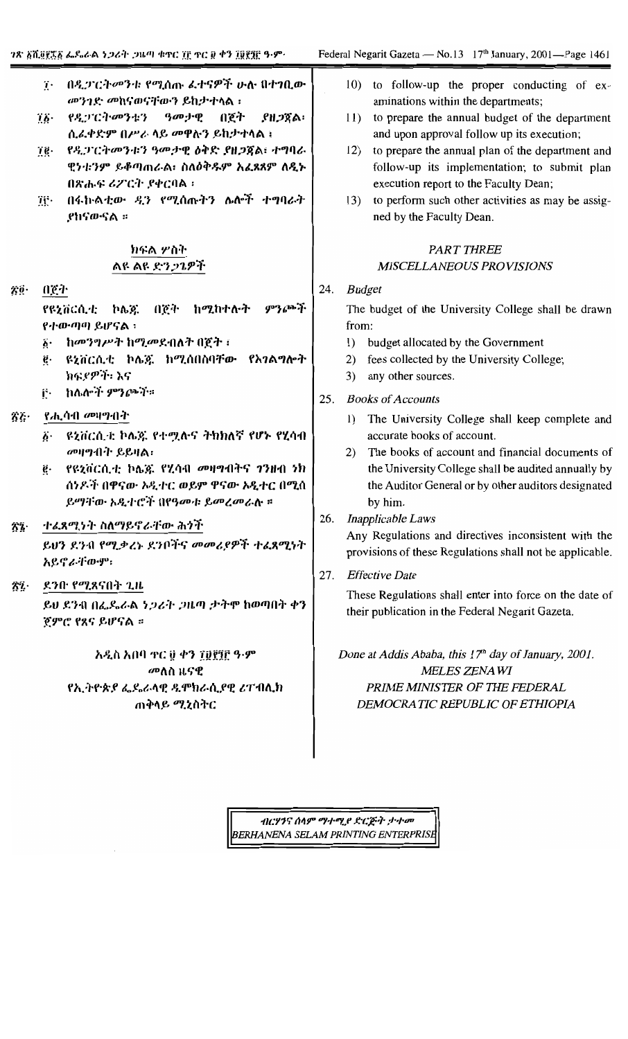፲· በዲፓርትመንቱ የሚሰጡ ፈተናዎች ሁሉ በተገቢው መንገድ መከናወናቸውን ይከታተላል ፤

፲፩· የዲፓርትመንቱን ዓመታዊ በጀት ያዘጋጃል፣ ሲፈቀድም በሥራ ላይ መዋሉን ይከታተላል ፤

፲፪· የዲፓርትመንቱን ዓመታዊ ዕቅድ ያዘጋጃል፣ ተግባራዊነቱንም ይቆጣጠራል፣ ስለዕቅዱም አፈጻጸም ለዲኑ በጽሑፍ ሪፖርት ያቀርባል ፤

፲፫· በፋኩልቲው ዲን የሚሰጡትን ሌሎች ተግባራት ያከናውናል ።

## ክፍል ሦስት
## ልዩ ልዩ ድንጋጌዎች

**፳፬· በጀት**

የዩኒቨርሲቲ ኮሌጁ በጀት ከሚከተሉት ምንጮች የተውጣጣ ይሆናል ፤

፩· ከመንግሥት ከሚመደብለት በጀት ፤

፪· ዩኒቨርሲቲ ኮሌጁ ከሚሰበስባቸው የአገልግሎት ክፍያዎች፣ እና

፫· ከሌሎች ምንጮች።

**፳፭· የሒሳብ መዛግብት**

፩· ዩኒቨርሲቲ ኮሌጁ የተሟሉና ትክክለኛ የሆኑ የሂሳብ መዛግብት ይይዛል፤

፪· የዩኒቨርሲቲ ኮሌጁ የሂሳብ መዛግብትና ገንዘብ ነክ ሰነዶች በዋናው ኦዲተር ወይም ዋናው ኦዲተር በሚሰይማቸው ኦዲተሮች በየዓመቱ ይመረመራሉ ።

**፳፮· ተፈጻሚነት ስለማይኖራቸው ሕጎች**

ይህን ደንብ የሚቃረኑ ደንቦችና መመሪያዎች ተፈጻሚነት አይኖራቸውም፡

**፳፯· ደንቡ የሚጸናበት ጊዜ**

ይህ ደንብ በፌዴራል ነጋሪት ጋዜጣ ታትሞ ከወጣበት ቀን ጀምሮ የጸና ይሆናል ።

አዲስ አበባ ጥር ፱ ቀን ፲፱፻፺፫ ዓ·ም

መለስ ዜናዊ

የኢትዮጵያ ፌዴራላዊ ዲሞክራሲያዊ ሪፐብሊክ

ጠቅላይ ሚኒስትር

10) to follow-up the proper conducting of examinations within the departments;

11) to prepare the annual budget of the department and upon approval follow up its execution;

12) to prepare the annual plan of the department and follow-up its implementation; to submit plan execution report to the Faculty Dean;

13) to perform such other activities as may be assigned by the Faculty Dean.

## *PART THREE*
## *MISCELLANEOUS PROVISIONS*

24. *Budget*

The budget of the University College shall be drawn from:

1) budget allocated by the Government

2) fees collected by the University College;

3) any other sources.

25. *Books of Accounts*

1) The University College shall keep complete and accurate books of account.

2) The books of account and financial documents of the University College shall be audited annually by the Auditor General or by other auditors designated by him.

26. *Inapplicable Laws*

Any Regulations and directives inconsistent with the provisions of these Regulations shall not be applicable.

27. *Effective Date*

These Regulations shall enter into force on the date of their publication in the Federal Negarit Gazeta.

*Done at Addis Ababa, this 17th day of January, 2001.*

*MELES ZENAWI*

*PRIME MINISTER OF THE FEDERAL DEMOCRATIC REPUBLIC OF ETHIOPIA*

ብርሃንና ሰላም ማተሚያ ድርጅት ታተመ
BERHANENA SELAM PRINTING ENTERPRISE